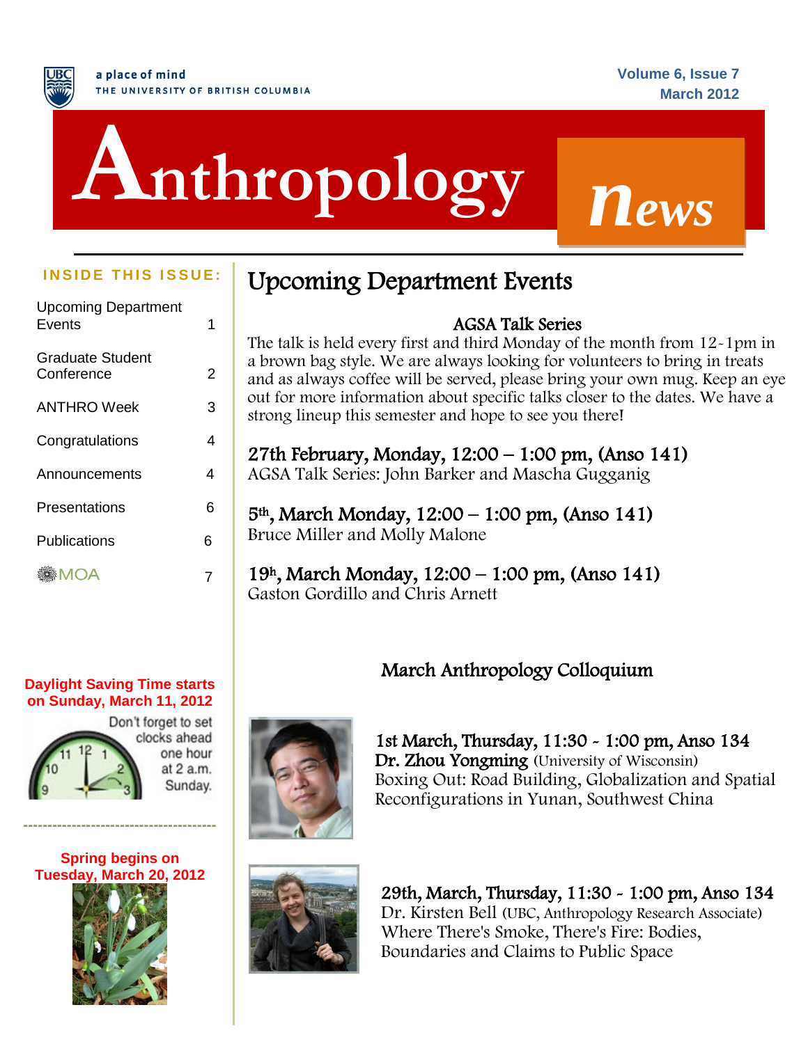a place of mind
THE UNIVERSITY OF BRITISH COLUMBIA

# Anthropology news

**INSIDE THIS ISSUE:**

| | |
|---|---|
| Upcoming Department Events | 1 |
| Graduate Student Conference | 2 |
| ANTHRO Week | 3 |
| Congratulations | 4 |
| Announcements | 4 |
| Presentations | 6 |
| Publications | 6 |
| MOA | 7 |

**Daylight Saving Time starts on Sunday, March 11, 2012**

Don't forget to set clocks ahead one hour at 2 a.m. Sunday.

**Spring begins on Tuesday, March 20, 2012**

## Upcoming Department Events

### AGSA Talk Series

The talk is held every first and third Monday of the month from 12-1pm in a brown bag style. We are always looking for volunteers to bring in treats and as always coffee will be served, please bring your own mug. Keep an eye out for more information about specific talks closer to the dates. We have a strong lineup this semester and hope to see you there!

**27th February, Monday, 12:00 – 1:00 pm, (Anso 141)**
AGSA Talk Series: John Barker and Mascha Gugganig

**5th, March Monday, 12:00 – 1:00 pm, (Anso 141)**
Bruce Miller and Molly Malone

**19h, March Monday, 12:00 – 1:00 pm, (Anso 141)**
Gaston Gordillo and Chris Arnett

### March Anthropology Colloquium

**1st March, Thursday, 11:30 - 1:00 pm, Anso 134**
**Dr. Zhou Yongming** (University of Wisconsin)
Boxing Out: Road Building, Globalization and Spatial Reconfigurations in Yunan, Southwest China

**29th, March, Thursday, 11:30 - 1:00 pm, Anso 134**
Dr. Kirsten Bell (UBC, Anthropology Research Associate)
Where There's Smoke, There's Fire: Bodies, Boundaries and Claims to Public Space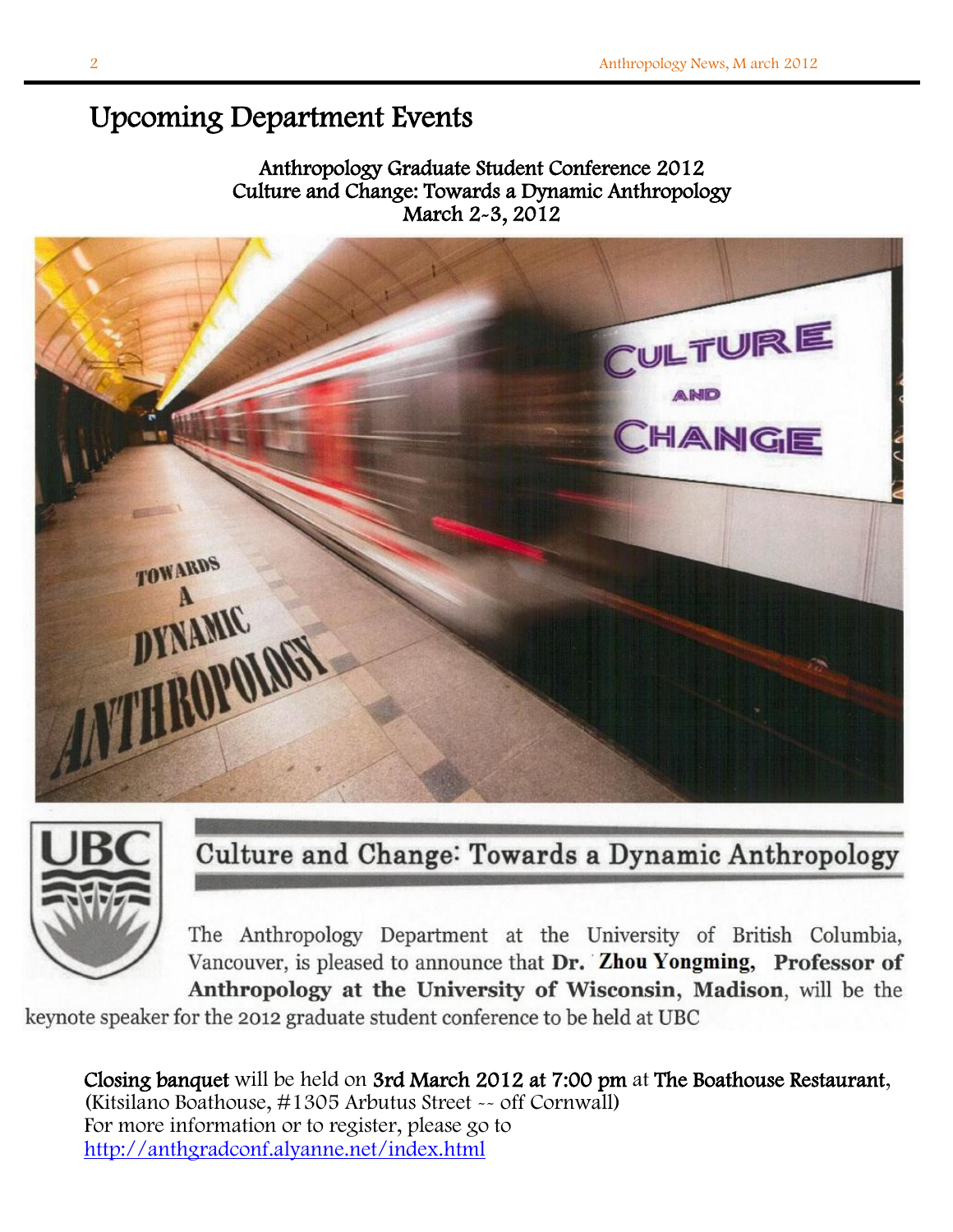# Upcoming Department Events

**Anthropology Graduate Student Conference 2012**
**Culture and Change: Towards a Dynamic Anthropology**
**March 2-3, 2012**

## Culture and Change: Towards a Dynamic Anthropology

The Anthropology Department at the University of British Columbia, Vancouver, is pleased to announce that **Dr. Zhou Yongming, Professor of Anthropology at the University of Wisconsin, Madison**, will be the keynote speaker for the 2012 graduate student conference to be held at UBC

**Closing banquet** will be held on **3rd March 2012 at 7:00 pm** at **The Boathouse Restaurant**, (Kitsilano Boathouse, #1305 Arbutus Street -- off Cornwall)
For more information or to register, please go to
http://anthgradconf.alyanne.net/index.html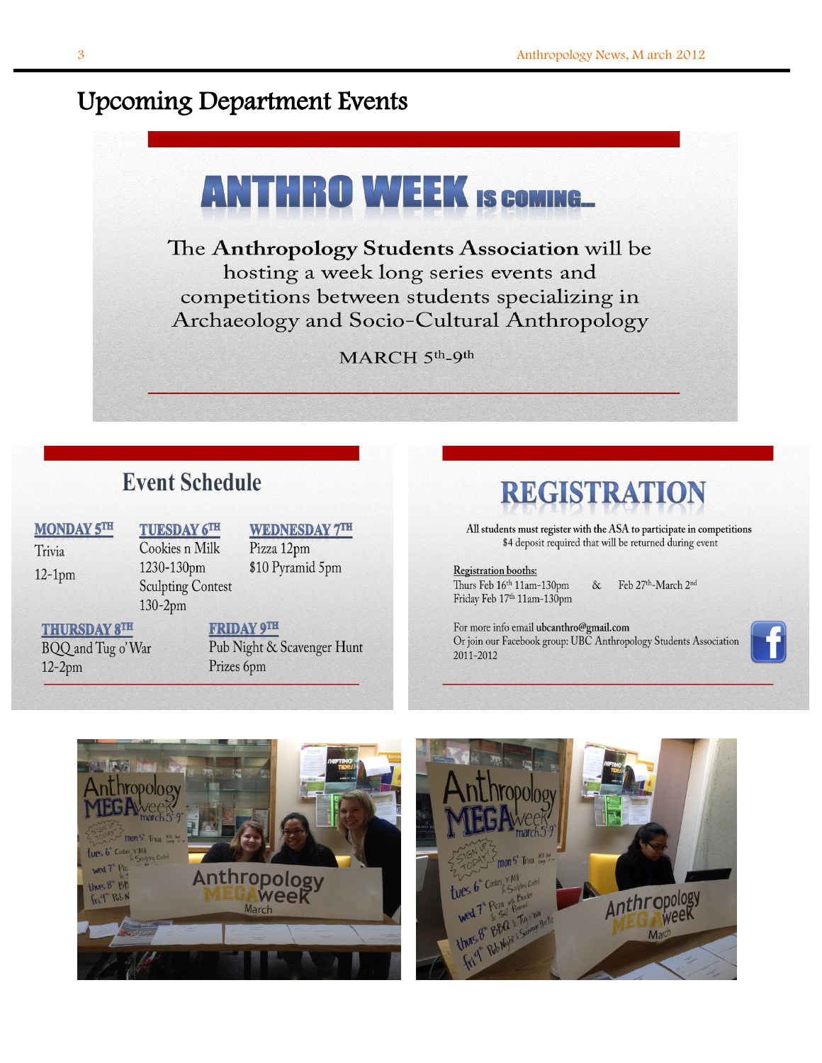# Upcoming Department Events

## ANTHRO WEEK IS COMING...

The **Anthropology Students Association** will be hosting a week long series events and competitions between students specializing in Archaeology and Socio-Cultural Anthropology

MARCH 5th-9th

## Event Schedule

**MONDAY 5TH**
Trivia
12-1pm

**TUESDAY 6TH**
Cookies n Milk
1230-130pm
Sculpting Contest
130-2pm

**WEDNESDAY 7TH**
Pizza 12pm
$10 Pyramid 5pm

**THURSDAY 8TH**
BQQ and Tug o' War
12-2pm

**FRIDAY 9TH**
Pub Night & Scavenger Hunt
Prizes 6pm

## REGISTRATION

All students must register with the ASA to participate in competitions
$4 deposit required that will be returned during event

Registration booths:
Thurs Feb 16th 11am-130pm
Friday Feb 17th 11am-130pm
&
Feb 27th-March 2nd

For more info email ubcanthro@gmail.com
Or join our Facebook group: UBC Anthropology Students Association 2011-2012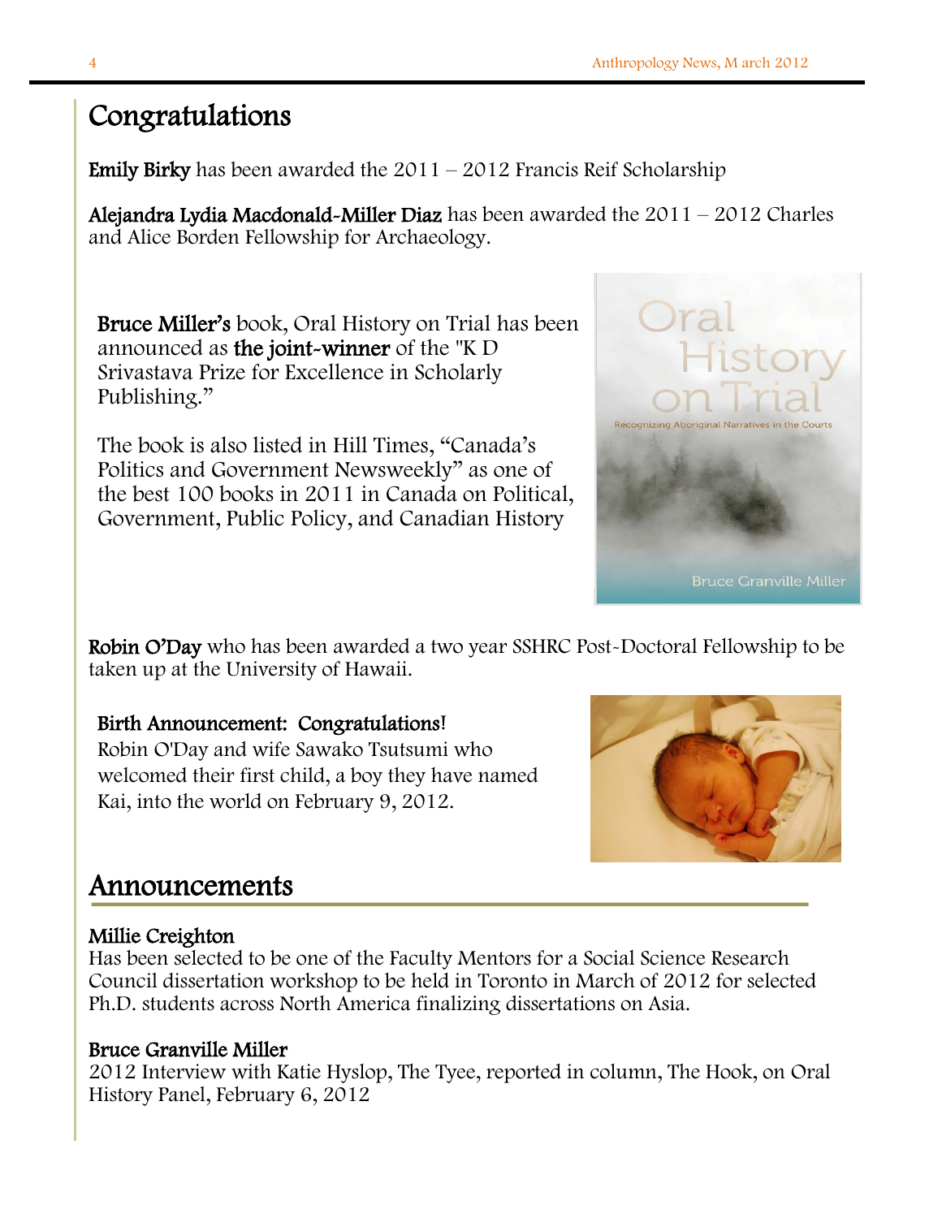# Congratulations

**Emily Birky** has been awarded the 2011 – 2012 Francis Reif Scholarship

**Alejandra Lydia Macdonald-Miller Diaz** has been awarded the 2011 – 2012 Charles and Alice Borden Fellowship for Archaeology.

**Bruce Miller's** book, Oral History on Trial has been announced as **the joint-winner** of the "K D Srivastava Prize for Excellence in Scholarly Publishing."

The book is also listed in Hill Times, "Canada's Politics and Government Newsweekly" as one of the best 100 books in 2011 in Canada on Political, Government, Public Policy, and Canadian History

**Robin O'Day** who has been awarded a two year SSHRC Post-Doctoral Fellowship to be taken up at the University of Hawaii.

**Birth Announcement: Congratulations!**
Robin O'Day and wife Sawako Tsutsumi who welcomed their first child, a boy they have named Kai, into the world on February 9, 2012.

# Announcements

**Millie Creighton**
Has been selected to be one of the Faculty Mentors for a Social Science Research Council dissertation workshop to be held in Toronto in March of 2012 for selected Ph.D. students across North America finalizing dissertations on Asia.

**Bruce Granville Miller**
2012 Interview with Katie Hyslop, The Tyee, reported in column, The Hook, on Oral History Panel, February 6, 2012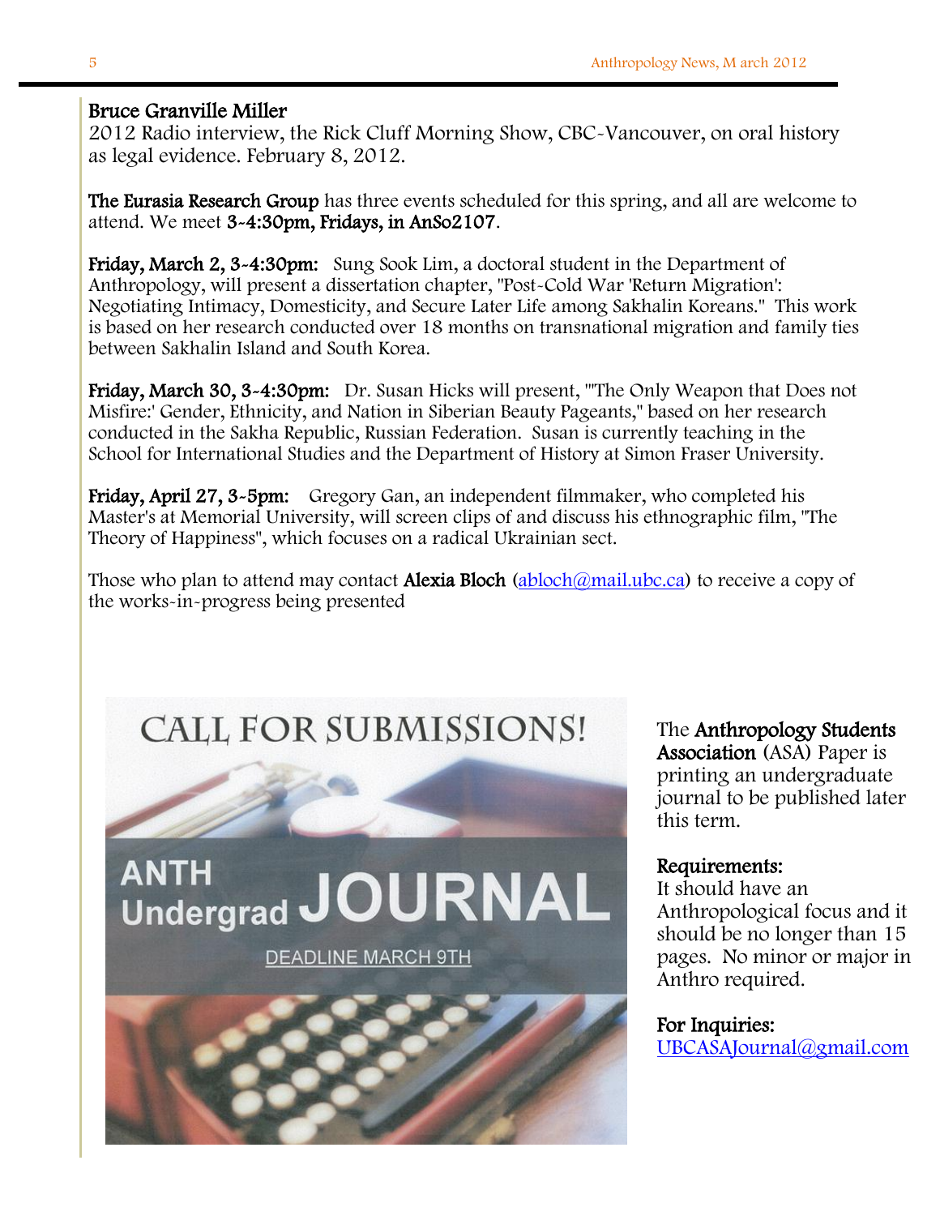**Bruce Granville Miller**
2012 Radio interview, the Rick Cluff Morning Show, CBC-Vancouver, on oral history as legal evidence. February 8, 2012.

**The Eurasia Research Group** has three events scheduled for this spring, and all are welcome to attend. We meet **3-4:30pm, Fridays, in AnSo2107**.

**Friday, March 2, 3-4:30pm:** Sung Sook Lim, a doctoral student in the Department of Anthropology, will present a dissertation chapter, "Post-Cold War 'Return Migration': Negotiating Intimacy, Domesticity, and Secure Later Life among Sakhalin Koreans." This work is based on her research conducted over 18 months on transnational migration and family ties between Sakhalin Island and South Korea.

**Friday, March 30, 3-4:30pm:** Dr. Susan Hicks will present, "'The Only Weapon that Does not Misfire:' Gender, Ethnicity, and Nation in Siberian Beauty Pageants," based on her research conducted in the Sakha Republic, Russian Federation. Susan is currently teaching in the School for International Studies and the Department of History at Simon Fraser University.

**Friday, April 27, 3-5pm:** Gregory Gan, an independent filmmaker, who completed his Master's at Memorial University, will screen clips of and discuss his ethnographic film, "The Theory of Happiness", which focuses on a radical Ukrainian sect.

Those who plan to attend may contact **Alexia Bloch** (abloch@mail.ubc.ca) to receive a copy of the works-in-progress being presented

CALL FOR SUBMISSIONS!

ANTH Undergrad JOURNAL

DEADLINE MARCH 9TH

The **Anthropology Students Association** (ASA) Paper is printing an undergraduate journal to be published later this term.

**Requirements:**
It should have an Anthropological focus and it should be no longer than 15 pages. No minor or major in Anthro required.

**For Inquiries:**
UBCASAJournal@gmail.com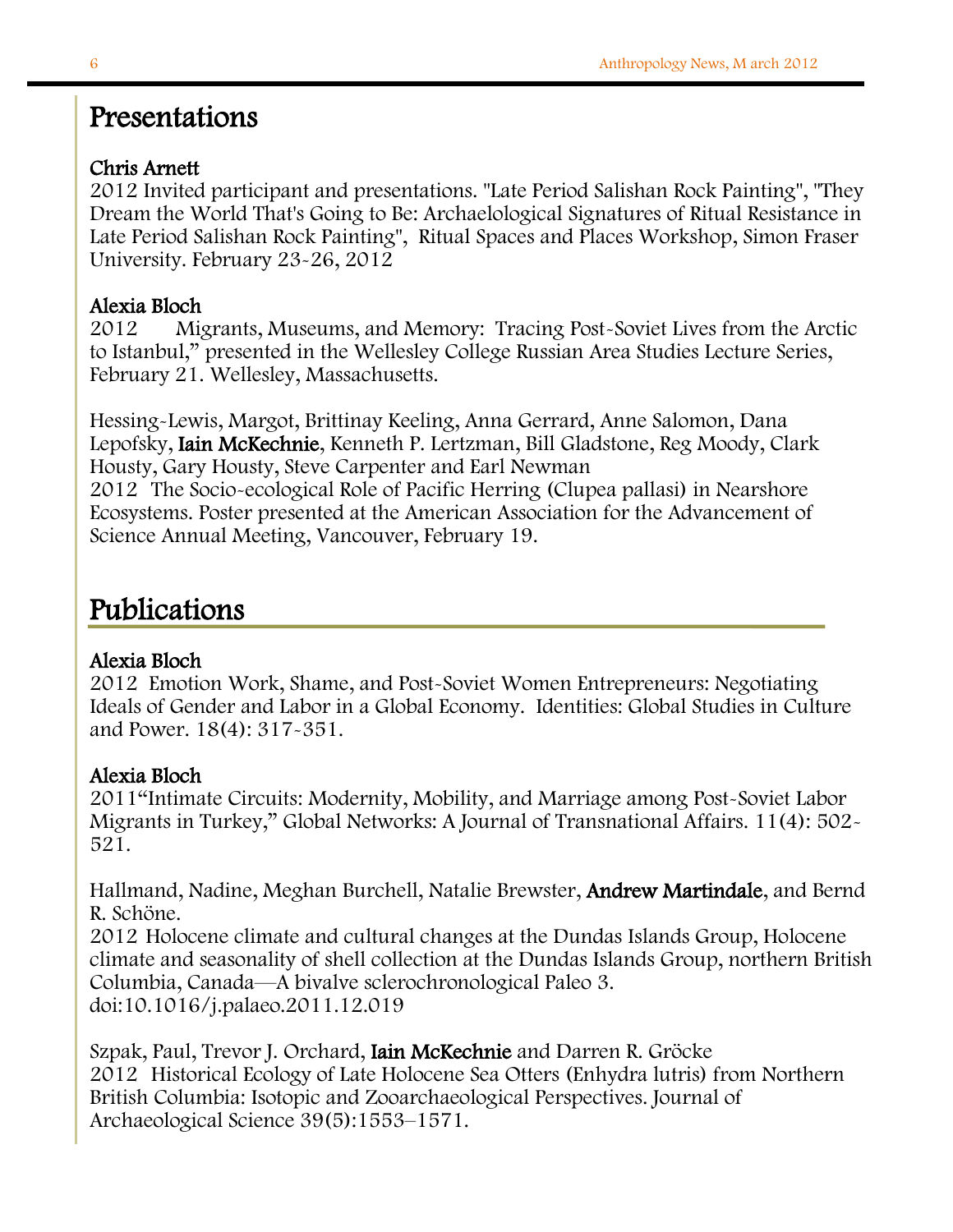# Presentations

**Chris Arnett**
2012 Invited participant and presentations. "Late Period Salishan Rock Painting", "They Dream the World That's Going to Be: Archaelological Signatures of Ritual Resistance in Late Period Salishan Rock Painting", Ritual Spaces and Places Workshop, Simon Fraser University. February 23-26, 2012

**Alexia Bloch**
2012 Migrants, Museums, and Memory: Tracing Post-Soviet Lives from the Arctic to Istanbul," presented in the Wellesley College Russian Area Studies Lecture Series, February 21. Wellesley, Massachusetts.

Hessing-Lewis, Margot, Brittinay Keeling, Anna Gerrard, Anne Salomon, Dana Lepofsky, **Iain McKechnie**, Kenneth P. Lertzman, Bill Gladstone, Reg Moody, Clark Housty, Gary Housty, Steve Carpenter and Earl Newman
2012 The Socio-ecological Role of Pacific Herring (Clupea pallasi) in Nearshore Ecosystems. Poster presented at the American Association for the Advancement of Science Annual Meeting, Vancouver, February 19.

# Publications

**Alexia Bloch**
2012 Emotion Work, Shame, and Post-Soviet Women Entrepreneurs: Negotiating Ideals of Gender and Labor in a Global Economy. Identities: Global Studies in Culture and Power. 18(4): 317-351.

**Alexia Bloch**
2011"Intimate Circuits: Modernity, Mobility, and Marriage among Post-Soviet Labor Migrants in Turkey," Global Networks: A Journal of Transnational Affairs. 11(4): 502-521.

Hallmand, Nadine, Meghan Burchell, Natalie Brewster, **Andrew Martindale**, and Bernd R. Schöne.
2012 Holocene climate and cultural changes at the Dundas Islands Group, Holocene climate and seasonality of shell collection at the Dundas Islands Group, northern British Columbia, Canada—A bivalve sclerochronological Paleo 3. doi:10.1016/j.palaeo.2011.12.019

Szpak, Paul, Trevor J. Orchard, **Iain McKechnie** and Darren R. Gröcke
2012 Historical Ecology of Late Holocene Sea Otters (Enhydra lutris) from Northern British Columbia: Isotopic and Zooarchaeological Perspectives. Journal of Archaeological Science 39(5):1553–1571.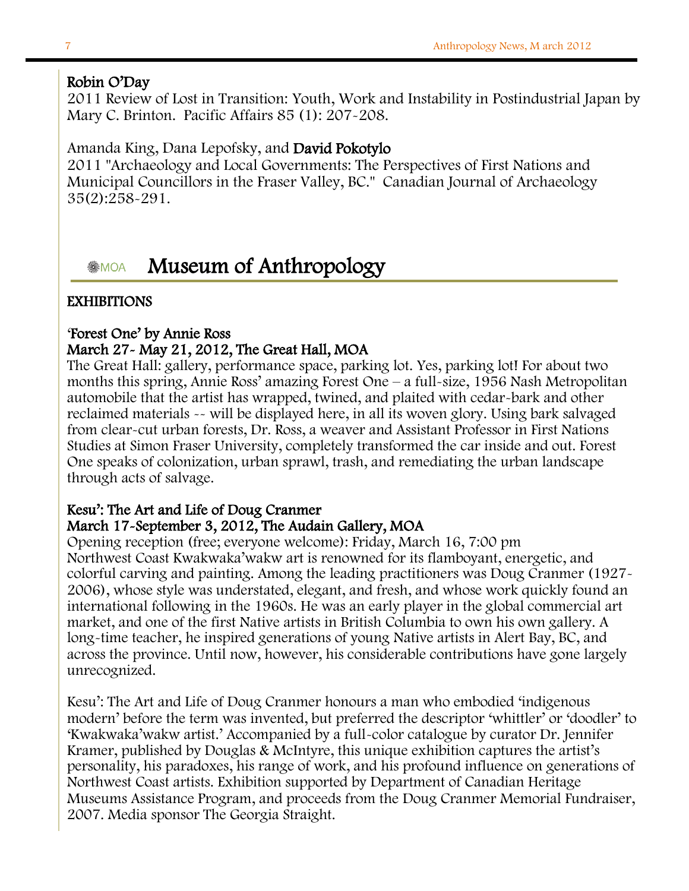**Robin O'Day**
2011 Review of Lost in Transition: Youth, Work and Instability in Postindustrial Japan by Mary C. Brinton. Pacific Affairs 85 (1): 207-208.

Amanda King, Dana Lepofsky, and **David Pokotylo**
2011 "Archaeology and Local Governments: The Perspectives of First Nations and Municipal Councillors in the Fraser Valley, BC." Canadian Journal of Archaeology 35(2):258-291.

# MOA Museum of Anthropology

## EXHIBITIONS

### 'Forest One' by Annie Ross
### March 27- May 21, 2012, The Great Hall, MOA

The Great Hall: gallery, performance space, parking lot. Yes, parking lot! For about two months this spring, Annie Ross' amazing Forest One – a full-size, 1956 Nash Metropolitan automobile that the artist has wrapped, twined, and plaited with cedar-bark and other reclaimed materials -- will be displayed here, in all its woven glory. Using bark salvaged from clear-cut urban forests, Dr. Ross, a weaver and Assistant Professor in First Nations Studies at Simon Fraser University, completely transformed the car inside and out. Forest One speaks of colonization, urban sprawl, trash, and remediating the urban landscape through acts of salvage.

### Kesu': The Art and Life of Doug Cranmer
### March 17-September 3, 2012, The Audain Gallery, MOA

Opening reception (free; everyone welcome): Friday, March 16, 7:00 pm
Northwest Coast Kwakwaka'wakw art is renowned for its flamboyant, energetic, and colorful carving and painting. Among the leading practitioners was Doug Cranmer (1927-2006), whose style was understated, elegant, and fresh, and whose work quickly found an international following in the 1960s. He was an early player in the global commercial art market, and one of the first Native artists in British Columbia to own his own gallery. A long-time teacher, he inspired generations of young Native artists in Alert Bay, BC, and across the province. Until now, however, his considerable contributions have gone largely unrecognized.

Kesu': The Art and Life of Doug Cranmer honours a man who embodied 'indigenous modern' before the term was invented, but preferred the descriptor 'whittler' or 'doodler' to 'Kwakwaka'wakw artist.' Accompanied by a full-color catalogue by curator Dr. Jennifer Kramer, published by Douglas & McIntyre, this unique exhibition captures the artist's personality, his paradoxes, his range of work, and his profound influence on generations of Northwest Coast artists. Exhibition supported by Department of Canadian Heritage Museums Assistance Program, and proceeds from the Doug Cranmer Memorial Fundraiser, 2007. Media sponsor The Georgia Straight.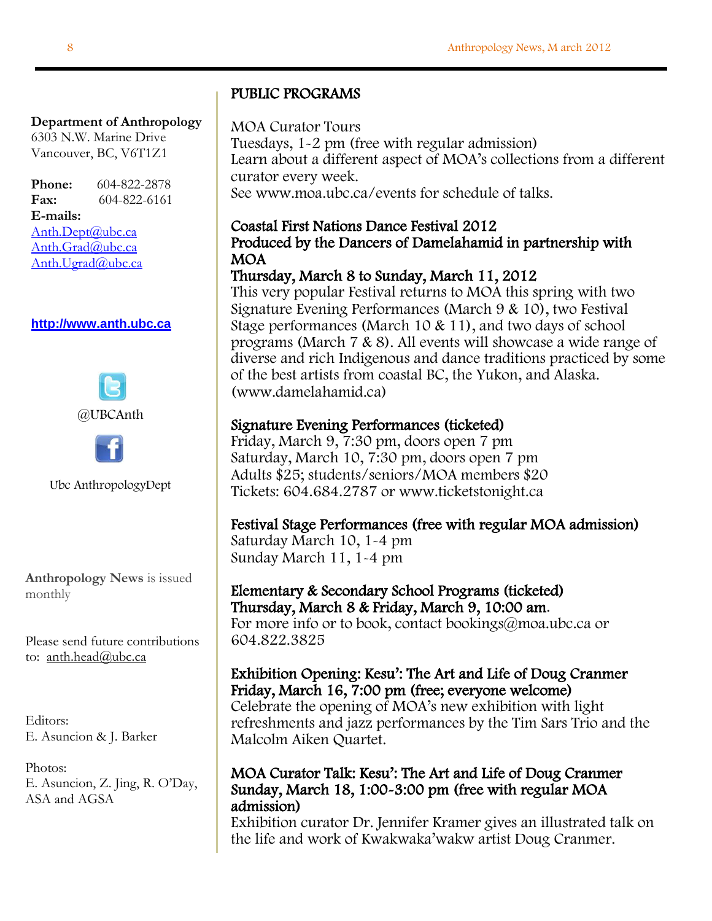**Department of Anthropology**
6303 N.W. Marine Drive
Vancouver, BC, V6T1Z1

**Phone:** 604-822-2878
**Fax:** 604-822-6161
**E-mails:**
Anth.Dept@ubc.ca
Anth.Grad@ubc.ca
Anth.Ugrad@ubc.ca

http://www.anth.ubc.ca

@UBCAnth

Ubc AnthropologyDept

**Anthropology News** is issued monthly

Please send future contributions to: anth.head@ubc.ca

Editors:
E. Asuncion & J. Barker

Photos:
E. Asuncion, Z. Jing, R. O'Day, ASA and AGSA

## PUBLIC PROGRAMS

MOA Curator Tours
Tuesdays, 1-2 pm (free with regular admission)
Learn about a different aspect of MOA's collections from a different curator every week.
See www.moa.ubc.ca/events for schedule of talks.

**Coastal First Nations Dance Festival 2012**
**Produced by the Dancers of Damelahamid in partnership with MOA**
**Thursday, March 8 to Sunday, March 11, 2012**
This very popular Festival returns to MOA this spring with two Signature Evening Performances (March 9 & 10), two Festival Stage performances (March 10 & 11), and two days of school programs (March 7 & 8). All events will showcase a wide range of diverse and rich Indigenous and dance traditions practiced by some of the best artists from coastal BC, the Yukon, and Alaska. (www.damelahamid.ca)

**Signature Evening Performances (ticketed)**
Friday, March 9, 7:30 pm, doors open 7 pm
Saturday, March 10, 7:30 pm, doors open 7 pm
Adults $25; students/seniors/MOA members $20
Tickets: 604.684.2787 or www.ticketstonight.ca

**Festival Stage Performances (free with regular MOA admission)**
Saturday March 10, 1-4 pm
Sunday March 11, 1-4 pm

**Elementary & Secondary School Programs (ticketed)**
**Thursday, March 8 & Friday, March 9, 10:00 am.**
For more info or to book, contact bookings@moa.ubc.ca or 604.822.3825

**Exhibition Opening: Kesu': The Art and Life of Doug Cranmer**
**Friday, March 16, 7:00 pm (free; everyone welcome)**
Celebrate the opening of MOA's new exhibition with light refreshments and jazz performances by the Tim Sars Trio and the Malcolm Aiken Quartet.

**MOA Curator Talk: Kesu': The Art and Life of Doug Cranmer**
**Sunday, March 18, 1:00-3:00 pm (free with regular MOA admission)**
Exhibition curator Dr. Jennifer Kramer gives an illustrated talk on the life and work of Kwakwaka'wakw artist Doug Cranmer.